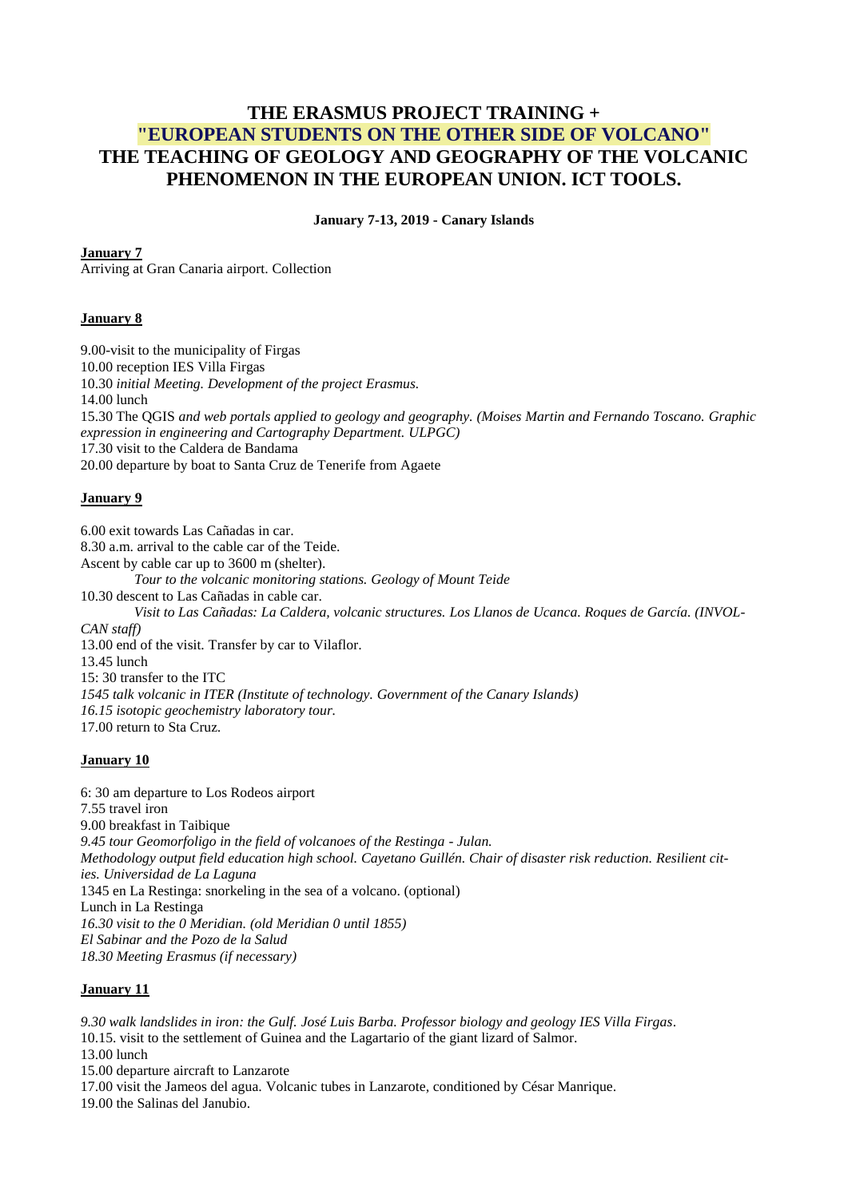# THE ERASMUS PROJECT TRAINING + "EUROPEAN STUDENTS ON THE OTHER SIDE OF VOLCANO" THE TEACHING OF GEOLOGY AND GEOGRAPHY OF THE VOLCANIC PHENOMENON IN THE EUROPEAN UNION. ICT TOOLS.

**January 7-13, 2019 - Canary Islands**

**January 7**

Arriving at Gran Canaria airport. Collection

**January 8**

9.00-visit to the municipality of Firgas
10.00 reception IES Villa Firgas
10.30 *initial Meeting. Development of the project Erasmus.*
14.00 lunch
15.30 The QGIS *and web portals applied to geology and geography. (Moises Martin and Fernando Toscano. Graphic expression in engineering and Cartography Department. ULPGC)*
17.30 visit to the Caldera de Bandama
20.00 departure by boat to Santa Cruz de Tenerife from Agaete

**January 9**

6.00 exit towards Las Cañadas in car.
8.30 a.m. arrival to the cable car of the Teide.
Ascent by cable car up to 3600 m (shelter).
*Tour to the volcanic monitoring stations. Geology of Mount Teide*
10.30 descent to Las Cañadas in cable car.
*Visit to Las Cañadas: La Caldera, volcanic structures. Los Llanos de Ucanca. Roques de García. (INVOL-CAN staff)*
13.00 end of the visit. Transfer by car to Vilaflor.
13.45 lunch
15: 30 transfer to the ITC
*1545 talk volcanic in ITER (Institute of technology. Government of the Canary Islands)*
*16.15 isotopic geochemistry laboratory tour.*
17.00 return to Sta Cruz.

**January 10**

6: 30 am departure to Los Rodeos airport
7.55 travel iron
9.00 breakfast in Taibique
*9.45 tour Geomorfoligo in the field of volcanoes of the Restinga - Julan.*
*Methodology output field education high school. Cayetano Guillén. Chair of disaster risk reduction. Resilient cities. Universidad de La Laguna*
1345 en La Restinga: snorkeling in the sea of a volcano. (optional)
Lunch in La Restinga
*16.30 visit to the 0 Meridian. (old Meridian 0 until 1855)*
*El Sabinar and the Pozo de la Salud*
*18.30 Meeting Erasmus (if necessary)*

**January 11**

*9.30 walk landslides in iron: the Gulf. José Luis Barba. Professor biology and geology IES Villa Firgas*.
10.15. visit to the settlement of Guinea and the Lagartario of the giant lizard of Salmor.
13.00 lunch
15.00 departure aircraft to Lanzarote
17.00 visit the Jameos del agua. Volcanic tubes in Lanzarote, conditioned by César Manrique.
19.00 the Salinas del Janubio.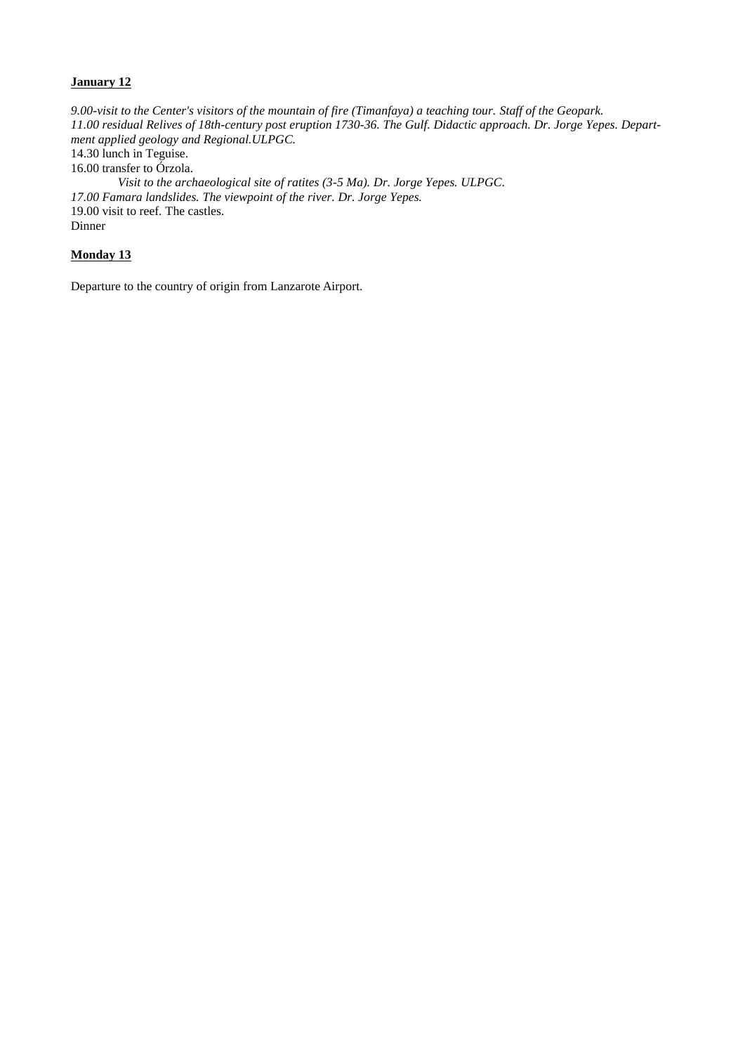**January 12**

*9.00-visit to the Center's visitors of the mountain of fire (Timanfaya) a teaching tour. Staff of the Geopark.*
*11.00 residual Relives of 18th-century post eruption 1730-36. The Gulf. Didactic approach. Dr. Jorge Yepes. Department applied geology and Regional.ULPGC.*
14.30 lunch in Teguise.
16.00 transfer to Órzola.
*Visit to the archaeological site of ratites (3-5 Ma). Dr. Jorge Yepes. ULPGC.*
*17.00 Famara landslides. The viewpoint of the river. Dr. Jorge Yepes.*
19.00 visit to reef. The castles.
Dinner

**Monday 13**

Departure to the country of origin from Lanzarote Airport.